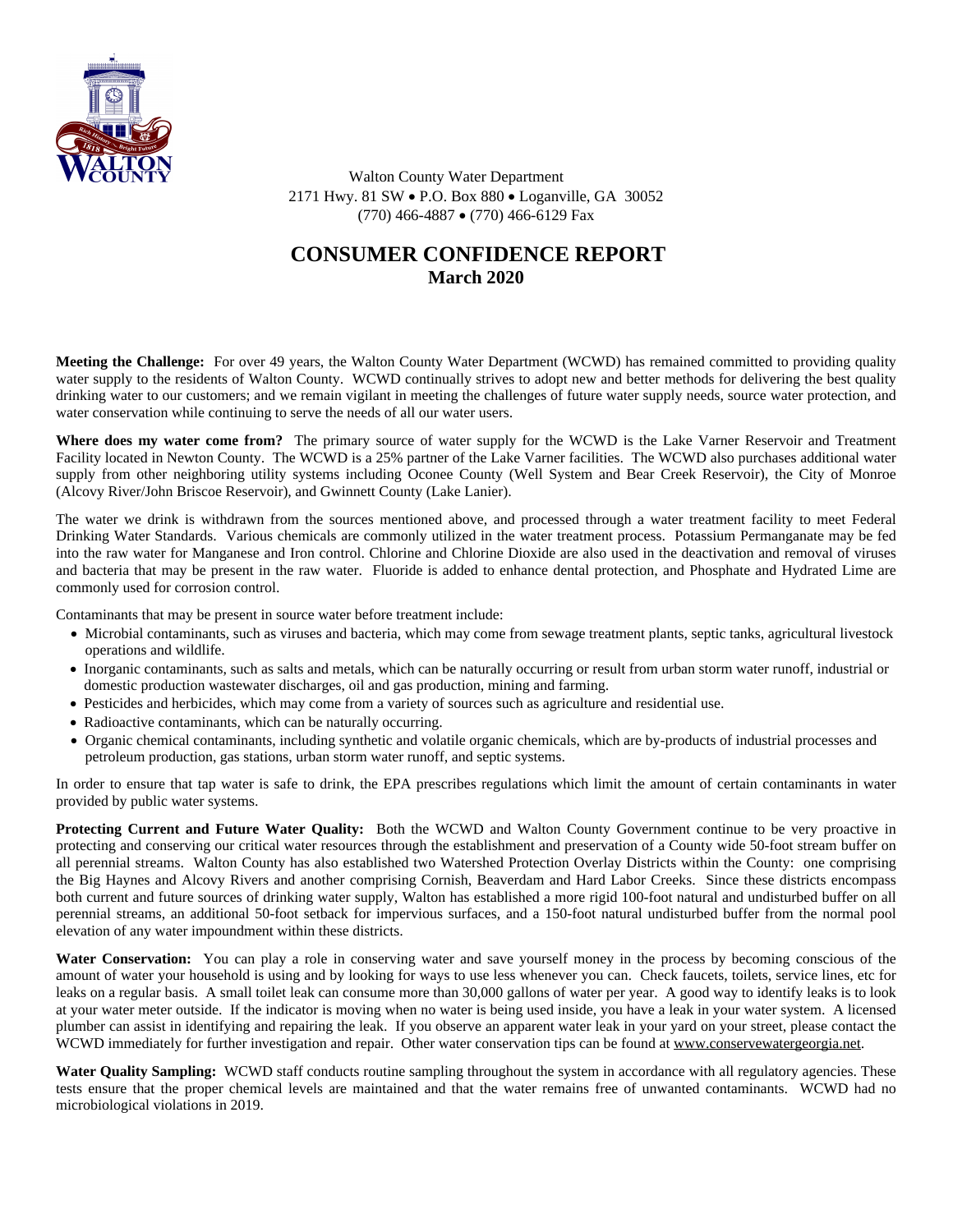Walton County Water Department
2171 Hwy. 81 SW • P.O. Box 880 • Loganville, GA 30052
(770) 466-4887 • (770) 466-6129 Fax

# CONSUMER CONFIDENCE REPORT

## March 2020

**Meeting the Challenge:** For over 49 years, the Walton County Water Department (WCWD) has remained committed to providing quality water supply to the residents of Walton County. WCWD continually strives to adopt new and better methods for delivering the best quality drinking water to our customers; and we remain vigilant in meeting the challenges of future water supply needs, source water protection, and water conservation while continuing to serve the needs of all our water users.

**Where does my water come from?** The primary source of water supply for the WCWD is the Lake Varner Reservoir and Treatment Facility located in Newton County. The WCWD is a 25% partner of the Lake Varner facilities. The WCWD also purchases additional water supply from other neighboring utility systems including Oconee County (Well System and Bear Creek Reservoir), the City of Monroe (Alcovy River/John Briscoe Reservoir), and Gwinnett County (Lake Lanier).

The water we drink is withdrawn from the sources mentioned above, and processed through a water treatment facility to meet Federal Drinking Water Standards. Various chemicals are commonly utilized in the water treatment process. Potassium Permanganate may be fed into the raw water for Manganese and Iron control. Chlorine and Chlorine Dioxide are also used in the deactivation and removal of viruses and bacteria that may be present in the raw water. Fluoride is added to enhance dental protection, and Phosphate and Hydrated Lime are commonly used for corrosion control.

Contaminants that may be present in source water before treatment include:

- Microbial contaminants, such as viruses and bacteria, which may come from sewage treatment plants, septic tanks, agricultural livestock operations and wildlife.
- Inorganic contaminants, such as salts and metals, which can be naturally occurring or result from urban storm water runoff, industrial or domestic production wastewater discharges, oil and gas production, mining and farming.
- Pesticides and herbicides, which may come from a variety of sources such as agriculture and residential use.
- Radioactive contaminants, which can be naturally occurring.
- Organic chemical contaminants, including synthetic and volatile organic chemicals, which are by-products of industrial processes and petroleum production, gas stations, urban storm water runoff, and septic systems.

In order to ensure that tap water is safe to drink, the EPA prescribes regulations which limit the amount of certain contaminants in water provided by public water systems.

**Protecting Current and Future Water Quality:** Both the WCWD and Walton County Government continue to be very proactive in protecting and conserving our critical water resources through the establishment and preservation of a County wide 50-foot stream buffer on all perennial streams. Walton County has also established two Watershed Protection Overlay Districts within the County: one comprising the Big Haynes and Alcovy Rivers and another comprising Cornish, Beaverdam and Hard Labor Creeks. Since these districts encompass both current and future sources of drinking water supply, Walton has established a more rigid 100-foot natural and undisturbed buffer on all perennial streams, an additional 50-foot setback for impervious surfaces, and a 150-foot natural undisturbed buffer from the normal pool elevation of any water impoundment within these districts.

**Water Conservation:** You can play a role in conserving water and save yourself money in the process by becoming conscious of the amount of water your household is using and by looking for ways to use less whenever you can. Check faucets, toilets, service lines, etc for leaks on a regular basis. A small toilet leak can consume more than 30,000 gallons of water per year. A good way to identify leaks is to look at your water meter outside. If the indicator is moving when no water is being used inside, you have a leak in your water system. A licensed plumber can assist in identifying and repairing the leak. If you observe an apparent water leak in your yard on your street, please contact the WCWD immediately for further investigation and repair. Other water conservation tips can be found at www.conservewatergeorgia.net.

**Water Quality Sampling:** WCWD staff conducts routine sampling throughout the system in accordance with all regulatory agencies. These tests ensure that the proper chemical levels are maintained and that the water remains free of unwanted contaminants. WCWD had no microbiological violations in 2019.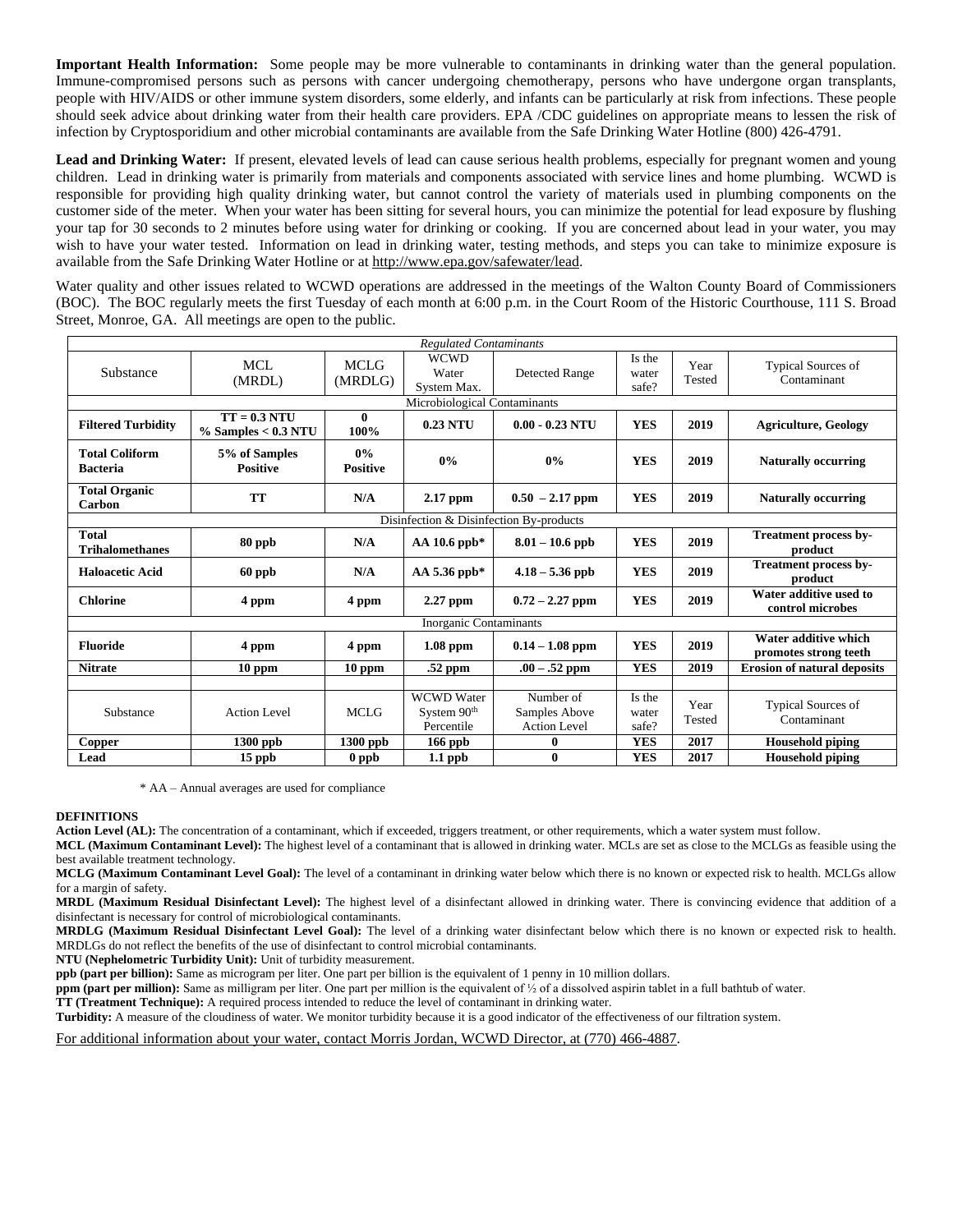**Important Health Information:** Some people may be more vulnerable to contaminants in drinking water than the general population. Immune-compromised persons such as persons with cancer undergoing chemotherapy, persons who have undergone organ transplants, people with HIV/AIDS or other immune system disorders, some elderly, and infants can be particularly at risk from infections. These people should seek advice about drinking water from their health care providers. EPA /CDC guidelines on appropriate means to lessen the risk of infection by Cryptosporidium and other microbial contaminants are available from the Safe Drinking Water Hotline (800) 426-4791.

**Lead and Drinking Water:** If present, elevated levels of lead can cause serious health problems, especially for pregnant women and young children. Lead in drinking water is primarily from materials and components associated with service lines and home plumbing. WCWD is responsible for providing high quality drinking water, but cannot control the variety of materials used in plumbing components on the customer side of the meter. When your water has been sitting for several hours, you can minimize the potential for lead exposure by flushing your tap for 30 seconds to 2 minutes before using water for drinking or cooking. If you are concerned about lead in your water, you may wish to have your water tested. Information on lead in drinking water, testing methods, and steps you can take to minimize exposure is available from the Safe Drinking Water Hotline or at http://www.epa.gov/safewater/lead.

Water quality and other issues related to WCWD operations are addressed in the meetings of the Walton County Board of Commissioners (BOC). The BOC regularly meets the first Tuesday of each month at 6:00 p.m. in the Court Room of the Historic Courthouse, 111 S. Broad Street, Monroe, GA. All meetings are open to the public.

| *Regulated Contaminants* | | | | | | | |
|---|---|---|---|---|---|---|---|
| Substance | MCL (MRDL) | MCLG (MRDLG) | WCWD Water System Max. | Detected Range | Is the water safe? | Year Tested | Typical Sources of Contaminant |
| Microbiological Contaminants | | | | | | | |
| **Filtered Turbidity** | **TT = 0.3 NTU % Samples < 0.3 NTU** | **0 100%** | **0.23 NTU** | **0.00 - 0.23 NTU** | **YES** | **2019** | **Agriculture, Geology** |
| **Total Coliform Bacteria** | **5% of Samples Positive** | **0% Positive** | **0%** | **0%** | **YES** | **2019** | **Naturally occurring** |
| **Total Organic Carbon** | **TT** | **N/A** | **2.17 ppm** | **0.50 – 2.17 ppm** | **YES** | **2019** | **Naturally occurring** |
| Disinfection & Disinfection By-products | | | | | | | |
| **Total Trihalomethanes** | **80 ppb** | **N/A** | **AA 10.6 ppb*** | **8.01 – 10.6 ppb** | **YES** | **2019** | **Treatment process by-product** |
| **Haloacetic Acid** | **60 ppb** | **N/A** | **AA 5.36 ppb*** | **4.18 – 5.36 ppb** | **YES** | **2019** | **Treatment process by-product** |
| **Chlorine** | **4 ppm** | **4 ppm** | **2.27 ppm** | **0.72 – 2.27 ppm** | **YES** | **2019** | **Water additive used to control microbes** |
| Inorganic Contaminants | | | | | | | |
| **Fluoride** | **4 ppm** | **4 ppm** | **1.08 ppm** | **0.14 – 1.08 ppm** | **YES** | **2019** | **Water additive which promotes strong teeth** |
| **Nitrate** | **10 ppm** | **10 ppm** | **.52 ppm** | **.00 – .52 ppm** | **YES** | **2019** | **Erosion of natural deposits** |
| | | | | | | | |
| Substance | Action Level | MCLG | WCWD Water System 90th Percentile | Number of Samples Above Action Level | Is the water safe? | Year Tested | Typical Sources of Contaminant |
| **Copper** | **1300 ppb** | **1300 ppb** | **166 ppb** | **0** | **YES** | **2017** | **Household piping** |
| **Lead** | **15 ppb** | **0 ppb** | **1.1 ppb** | **0** | **YES** | **2017** | **Household piping** |

* AA – Annual averages are used for compliance

**DEFINITIONS**

**Action Level (AL):** The concentration of a contaminant, which if exceeded, triggers treatment, or other requirements, which a water system must follow.

**MCL (Maximum Contaminant Level):** The highest level of a contaminant that is allowed in drinking water. MCLs are set as close to the MCLGs as feasible using the best available treatment technology.

**MCLG (Maximum Contaminant Level Goal):** The level of a contaminant in drinking water below which there is no known or expected risk to health. MCLGs allow for a margin of safety.

**MRDL (Maximum Residual Disinfectant Level):** The highest level of a disinfectant allowed in drinking water. There is convincing evidence that addition of a disinfectant is necessary for control of microbiological contaminants.

**MRDLG (Maximum Residual Disinfectant Level Goal):** The level of a drinking water disinfectant below which there is no known or expected risk to health. MRDLGs do not reflect the benefits of the use of disinfectant to control microbial contaminants.

**NTU (Nephelometric Turbidity Unit):** Unit of turbidity measurement.

**ppb (part per billion):** Same as microgram per liter. One part per billion is the equivalent of 1 penny in 10 million dollars.

**ppm (part per million):** Same as milligram per liter. One part per million is the equivalent of ½ of a dissolved aspirin tablet in a full bathtub of water.

**TT (Treatment Technique):** A required process intended to reduce the level of contaminant in drinking water.

**Turbidity:** A measure of the cloudiness of water. We monitor turbidity because it is a good indicator of the effectiveness of our filtration system.

For additional information about your water, contact Morris Jordan, WCWD Director, at (770) 466-4887.